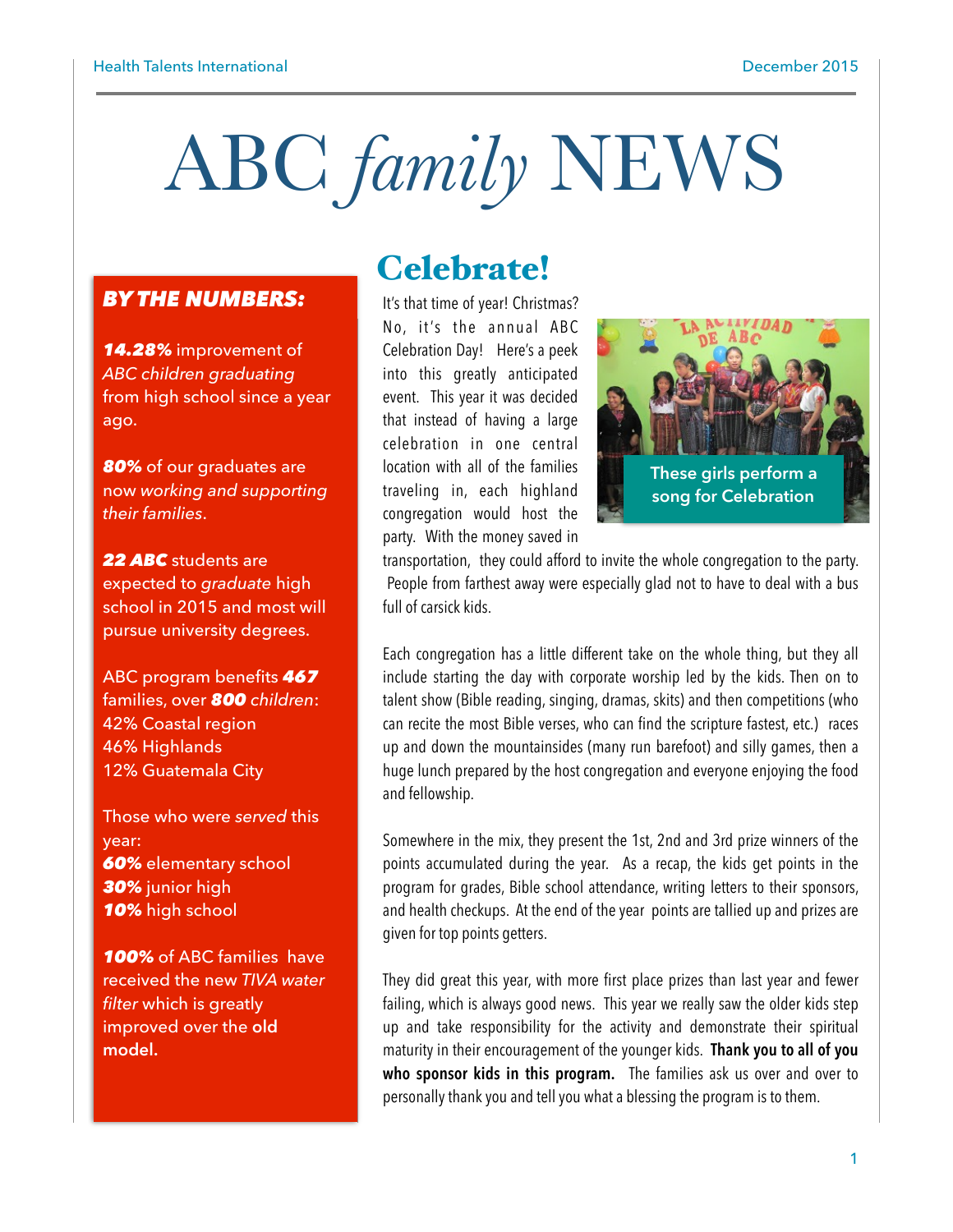# ABC *family* NEWS

### *BY THE NUMBERS:*

***14.28%*** improvement of *ABC children graduating* from high school since a year ago.

***80%*** of our graduates are now *working and supporting their families*.

***22 ABC*** students are expected to *graduate* high school in 2015 and most will pursue university degrees.

ABC program benefits ***467*** families, over ***800*** *children*:
42% Coastal region
46% Highlands
12% Guatemala City

Those who were *served* this year:
***60%*** elementary school
***30%*** junior high
***10%*** high school

***100%*** of ABC families have received the new *TIVA water filter* which is greatly improved over the **old model.**

## Celebrate!

It's that time of year! Christmas? No, it's the annual ABC Celebration Day! Here's a peek into this greatly anticipated event. This year it was decided that instead of having a large celebration in one central location with all of the families traveling in, each highland congregation would host the party. With the money saved in transportation, they could afford to invite the whole congregation to the party. People from farthest away were especially glad not to have to deal with a bus full of carsick kids.

These girls perform a song for Celebration

Each congregation has a little different take on the whole thing, but they all include starting the day with corporate worship led by the kids. Then on to talent show (Bible reading, singing, dramas, skits) and then competitions (who can recite the most Bible verses, who can find the scripture fastest, etc.) races up and down the mountainsides (many run barefoot) and silly games, then a huge lunch prepared by the host congregation and everyone enjoying the food and fellowship.

Somewhere in the mix, they present the 1st, 2nd and 3rd prize winners of the points accumulated during the year. As a recap, the kids get points in the program for grades, Bible school attendance, writing letters to their sponsors, and health checkups. At the end of the year points are tallied up and prizes are given for top points getters.

They did great this year, with more first place prizes than last year and fewer failing, which is always good news. This year we really saw the older kids step up and take responsibility for the activity and demonstrate their spiritual maturity in their encouragement of the younger kids. **Thank you to all of you who sponsor kids in this program.** The families ask us over and over to personally thank you and tell you what a blessing the program is to them.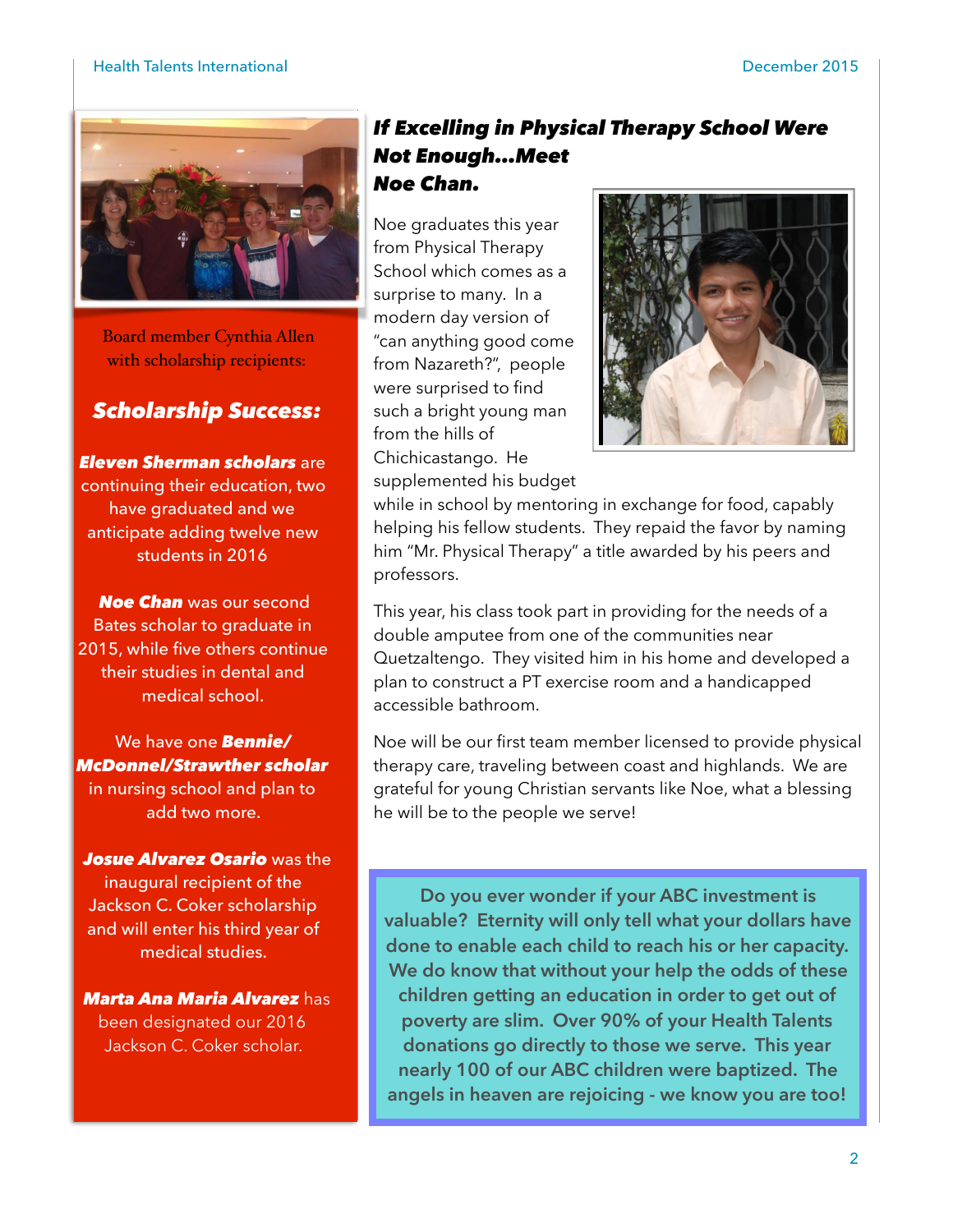Board member Cynthia Allen with scholarship recipients:

## ***Scholarship Success:***

***Eleven Sherman scholars*** are continuing their education, two have graduated and we anticipate adding twelve new students in 2016

***Noe Chan*** was our second Bates scholar to graduate in 2015, while five others continue their studies in dental and medical school.

We have one ***Bennie/ McDonnel/Strawther scholar*** in nursing school and plan to add two more.

***Josue Alvarez Osario*** was the inaugural recipient of the Jackson C. Coker scholarship and will enter his third year of medical studies.

***Marta Ana Maria Alvarez*** has been designated our 2016 Jackson C. Coker scholar.

## ***If Excelling in Physical Therapy School Were Not Enough…Meet Noe Chan.***

Noe graduates this year from Physical Therapy School which comes as a surprise to many. In a modern day version of "can anything good come from Nazareth?", people were surprised to find such a bright young man from the hills of Chichicastango. He supplemented his budget while in school by mentoring in exchange for food, capably helping his fellow students. They repaid the favor by naming him "Mr. Physical Therapy" a title awarded by his peers and professors.

This year, his class took part in providing for the needs of a double amputee from one of the communities near Quetzaltengo. They visited him in his home and developed a plan to construct a PT exercise room and a handicapped accessible bathroom.

Noe will be our first team member licensed to provide physical therapy care, traveling between coast and highlands. We are grateful for young Christian servants like Noe, what a blessing he will be to the people we serve!

**Do you ever wonder if your ABC investment is valuable? Eternity will only tell what your dollars have done to enable each child to reach his or her capacity. We do know that without your help the odds of these children getting an education in order to get out of poverty are slim. Over 90% of your Health Talents donations go directly to those we serve. This year nearly 100 of our ABC children were baptized. The angels in heaven are rejoicing - we know you are too!**